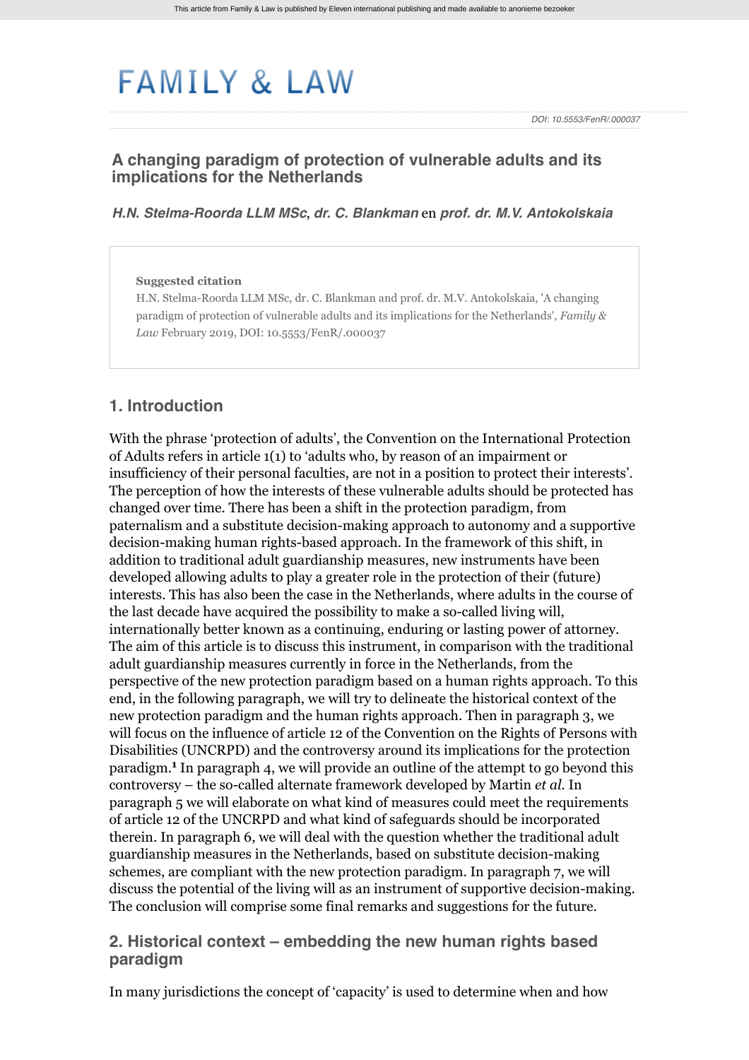# FAMILY & LAW

DOI: 10.5553/FenR/.000037

## A changing paradigm of protection of vulnerable adults and its implications for the Netherlands

***H.N. Stelma-Roorda LLM MSc***, ***dr. C. Blankman*** en ***prof. dr. M.V. Antokolskaia***

**Suggested citation**

H.N. Stelma-Roorda LLM MSc, dr. C. Blankman and prof. dr. M.V. Antokolskaia, 'A changing paradigm of protection of vulnerable adults and its implications for the Netherlands', *Family & Law* February 2019, DOI: 10.5553/FenR/.000037

## 1. Introduction

With the phrase 'protection of adults', the Convention on the International Protection of Adults refers in article 1(1) to 'adults who, by reason of an impairment or insufficiency of their personal faculties, are not in a position to protect their interests'. The perception of how the interests of these vulnerable adults should be protected has changed over time. There has been a shift in the protection paradigm, from paternalism and a substitute decision-making approach to autonomy and a supportive decision-making human rights-based approach. In the framework of this shift, in addition to traditional adult guardianship measures, new instruments have been developed allowing adults to play a greater role in the protection of their (future) interests. This has also been the case in the Netherlands, where adults in the course of the last decade have acquired the possibility to make a so-called living will, internationally better known as a continuing, enduring or lasting power of attorney. The aim of this article is to discuss this instrument, in comparison with the traditional adult guardianship measures currently in force in the Netherlands, from the perspective of the new protection paradigm based on a human rights approach. To this end, in the following paragraph, we will try to delineate the historical context of the new protection paradigm and the human rights approach. Then in paragraph 3, we will focus on the influence of article 12 of the Convention on the Rights of Persons with Disabilities (UNCRPD) and the controversy around its implications for the protection paradigm.[1] In paragraph 4, we will provide an outline of the attempt to go beyond this controversy – the so-called alternate framework developed by Martin *et al.* In paragraph 5 we will elaborate on what kind of measures could meet the requirements of article 12 of the UNCRPD and what kind of safeguards should be incorporated therein. In paragraph 6, we will deal with the question whether the traditional adult guardianship measures in the Netherlands, based on substitute decision-making schemes, are compliant with the new protection paradigm. In paragraph 7, we will discuss the potential of the living will as an instrument of supportive decision-making. The conclusion will comprise some final remarks and suggestions for the future.

## 2. Historical context – embedding the new human rights based paradigm

In many jurisdictions the concept of 'capacity' is used to determine when and how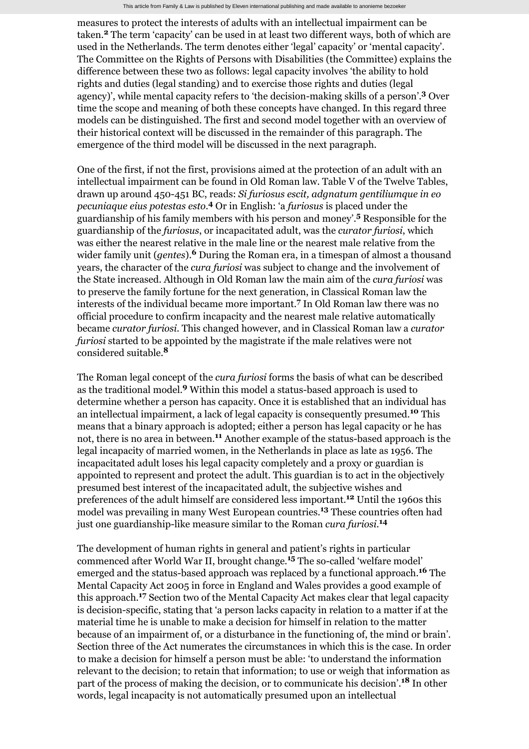measures to protect the interests of adults with an intellectual impairment can be taken.[2] The term 'capacity' can be used in at least two different ways, both of which are used in the Netherlands. The term denotes either 'legal' capacity' or 'mental capacity'. The Committee on the Rights of Persons with Disabilities (the Committee) explains the difference between these two as follows: legal capacity involves 'the ability to hold rights and duties (legal standing) and to exercise those rights and duties (legal agency)', while mental capacity refers to 'the decision-making skills of a person'.[3] Over time the scope and meaning of both these concepts have changed. In this regard three models can be distinguished. The first and second model together with an overview of their historical context will be discussed in the remainder of this paragraph. The emergence of the third model will be discussed in the next paragraph.

One of the first, if not the first, provisions aimed at the protection of an adult with an intellectual impairment can be found in Old Roman law. Table V of the Twelve Tables, drawn up around 450-451 BC, reads: *Si furiosus escit, adgnatum gentiliumque in eo pecuniaque eius potestas esto*.[4] Or in English: 'a *furiosus* is placed under the guardianship of his family members with his person and money'.[5] Responsible for the guardianship of the *furiosus*, or incapacitated adult, was the *curator furiosi*, which was either the nearest relative in the male line or the nearest male relative from the wider family unit (*gentes*).[6] During the Roman era, in a timespan of almost a thousand years, the character of the *cura furiosi* was subject to change and the involvement of the State increased. Although in Old Roman law the main aim of the *cura furiosi* was to preserve the family fortune for the next generation, in Classical Roman law the interests of the individual became more important.[7] In Old Roman law there was no official procedure to confirm incapacity and the nearest male relative automatically became *curator furiosi*. This changed however, and in Classical Roman law a *curator furiosi* started to be appointed by the magistrate if the male relatives were not considered suitable.[8]

The Roman legal concept of the *cura furiosi* forms the basis of what can be described as the traditional model.[9] Within this model a status-based approach is used to determine whether a person has capacity. Once it is established that an individual has an intellectual impairment, a lack of legal capacity is consequently presumed.[10] This means that a binary approach is adopted; either a person has legal capacity or he has not, there is no area in between.[11] Another example of the status-based approach is the legal incapacity of married women, in the Netherlands in place as late as 1956. The incapacitated adult loses his legal capacity completely and a proxy or guardian is appointed to represent and protect the adult. This guardian is to act in the objectively presumed best interest of the incapacitated adult, the subjective wishes and preferences of the adult himself are considered less important.[12] Until the 1960s this model was prevailing in many West European countries.[13] These countries often had just one guardianship-like measure similar to the Roman *cura furiosi*.[14]

The development of human rights in general and patient's rights in particular commenced after World War II, brought change.[15] The so-called 'welfare model' emerged and the status-based approach was replaced by a functional approach.[16] The Mental Capacity Act 2005 in force in England and Wales provides a good example of this approach.[17] Section two of the Mental Capacity Act makes clear that legal capacity is decision-specific, stating that 'a person lacks capacity in relation to a matter if at the material time he is unable to make a decision for himself in relation to the matter because of an impairment of, or a disturbance in the functioning of, the mind or brain'. Section three of the Act numerates the circumstances in which this is the case. In order to make a decision for himself a person must be able: 'to understand the information relevant to the decision; to retain that information; to use or weigh that information as part of the process of making the decision, or to communicate his decision'.[18] In other words, legal incapacity is not automatically presumed upon an intellectual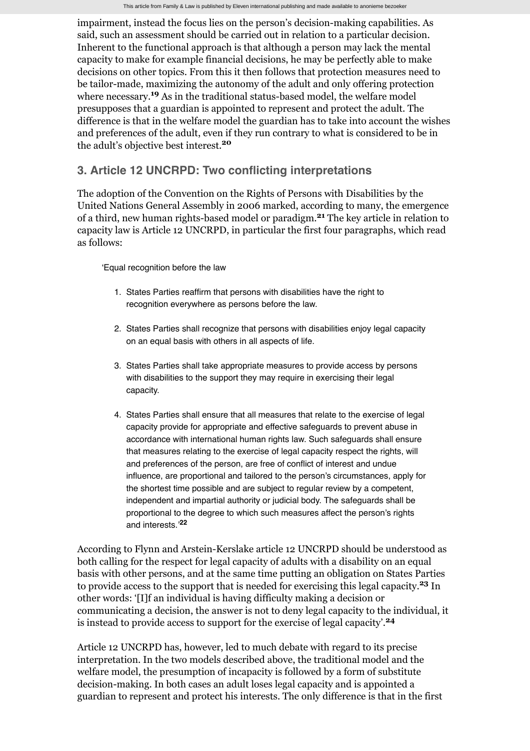impairment, instead the focus lies on the person's decision-making capabilities. As said, such an assessment should be carried out in relation to a particular decision. Inherent to the functional approach is that although a person may lack the mental capacity to make for example financial decisions, he may be perfectly able to make decisions on other topics. From this it then follows that protection measures need to be tailor-made, maximizing the autonomy of the adult and only offering protection where necessary.[19] As in the traditional status-based model, the welfare model presupposes that a guardian is appointed to represent and protect the adult. The difference is that in the welfare model the guardian has to take into account the wishes and preferences of the adult, even if they run contrary to what is considered to be in the adult's objective best interest.[20]

## 3. Article 12 UNCRPD: Two conflicting interpretations

The adoption of the Convention on the Rights of Persons with Disabilities by the United Nations General Assembly in 2006 marked, according to many, the emergence of a third, new human rights-based model or paradigm.[21] The key article in relation to capacity law is Article 12 UNCRPD, in particular the first four paragraphs, which read as follows:

> 'Equal recognition before the law
>
> 1. States Parties reaffirm that persons with disabilities have the right to recognition everywhere as persons before the law.
> 2. States Parties shall recognize that persons with disabilities enjoy legal capacity on an equal basis with others in all aspects of life.
> 3. States Parties shall take appropriate measures to provide access by persons with disabilities to the support they may require in exercising their legal capacity.
> 4. States Parties shall ensure that all measures that relate to the exercise of legal capacity provide for appropriate and effective safeguards to prevent abuse in accordance with international human rights law. Such safeguards shall ensure that measures relating to the exercise of legal capacity respect the rights, will and preferences of the person, are free of conflict of interest and undue influence, are proportional and tailored to the person's circumstances, apply for the shortest time possible and are subject to regular review by a competent, independent and impartial authority or judicial body. The safeguards shall be proportional to the degree to which such measures affect the person's rights and interests.'[22]

According to Flynn and Arstein-Kerslake article 12 UNCRPD should be understood as both calling for the respect for legal capacity of adults with a disability on an equal basis with other persons, and at the same time putting an obligation on States Parties to provide access to the support that is needed for exercising this legal capacity.[23] In other words: '[I]f an individual is having difficulty making a decision or communicating a decision, the answer is not to deny legal capacity to the individual, it is instead to provide access to support for the exercise of legal capacity'.[24]

Article 12 UNCRPD has, however, led to much debate with regard to its precise interpretation. In the two models described above, the traditional model and the welfare model, the presumption of incapacity is followed by a form of substitute decision-making. In both cases an adult loses legal capacity and is appointed a guardian to represent and protect his interests. The only difference is that in the first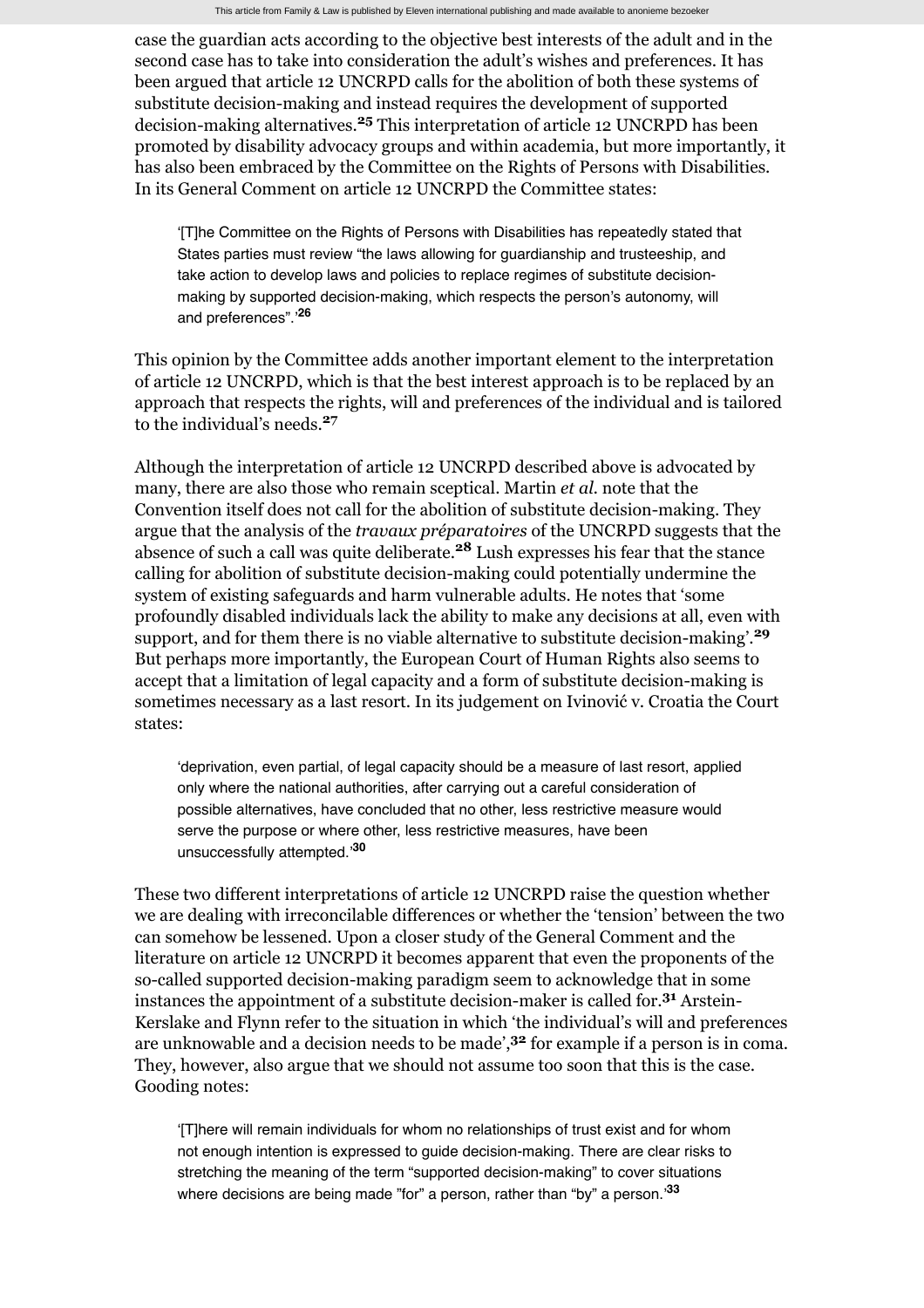case the guardian acts according to the objective best interests of the adult and in the second case has to take into consideration the adult's wishes and preferences. It has been argued that article 12 UNCRPD calls for the abolition of both these systems of substitute decision-making and instead requires the development of supported decision-making alternatives.[25] This interpretation of article 12 UNCRPD has been promoted by disability advocacy groups and within academia, but more importantly, it has also been embraced by the Committee on the Rights of Persons with Disabilities. In its General Comment on article 12 UNCRPD the Committee states:

> '[T]he Committee on the Rights of Persons with Disabilities has repeatedly stated that States parties must review "the laws allowing for guardianship and trusteeship, and take action to develop laws and policies to replace regimes of substitute decision-making by supported decision-making, which respects the person's autonomy, will and preferences".'[26]

This opinion by the Committee adds another important element to the interpretation of article 12 UNCRPD, which is that the best interest approach is to be replaced by an approach that respects the rights, will and preferences of the individual and is tailored to the individual's needs.[27]

Although the interpretation of article 12 UNCRPD described above is advocated by many, there are also those who remain sceptical. Martin *et al.* note that the Convention itself does not call for the abolition of substitute decision-making. They argue that the analysis of the *travaux préparatoires* of the UNCRPD suggests that the absence of such a call was quite deliberate.[28] Lush expresses his fear that the stance calling for abolition of substitute decision-making could potentially undermine the system of existing safeguards and harm vulnerable adults. He notes that 'some profoundly disabled individuals lack the ability to make any decisions at all, even with support, and for them there is no viable alternative to substitute decision-making'.[29] But perhaps more importantly, the European Court of Human Rights also seems to accept that a limitation of legal capacity and a form of substitute decision-making is sometimes necessary as a last resort. In its judgement on Ivinović v. Croatia the Court states:

> 'deprivation, even partial, of legal capacity should be a measure of last resort, applied only where the national authorities, after carrying out a careful consideration of possible alternatives, have concluded that no other, less restrictive measure would serve the purpose or where other, less restrictive measures, have been unsuccessfully attempted.'[30]

These two different interpretations of article 12 UNCRPD raise the question whether we are dealing with irreconcilable differences or whether the 'tension' between the two can somehow be lessened. Upon a closer study of the General Comment and the literature on article 12 UNCRPD it becomes apparent that even the proponents of the so-called supported decision-making paradigm seem to acknowledge that in some instances the appointment of a substitute decision-maker is called for.[31] Arstein-Kerslake and Flynn refer to the situation in which 'the individual's will and preferences are unknowable and a decision needs to be made',[32] for example if a person is in coma. They, however, also argue that we should not assume too soon that this is the case. Gooding notes:

> '[T]here will remain individuals for whom no relationships of trust exist and for whom not enough intention is expressed to guide decision-making. There are clear risks to stretching the meaning of the term "supported decision-making" to cover situations where decisions are being made "for" a person, rather than "by" a person.'[33]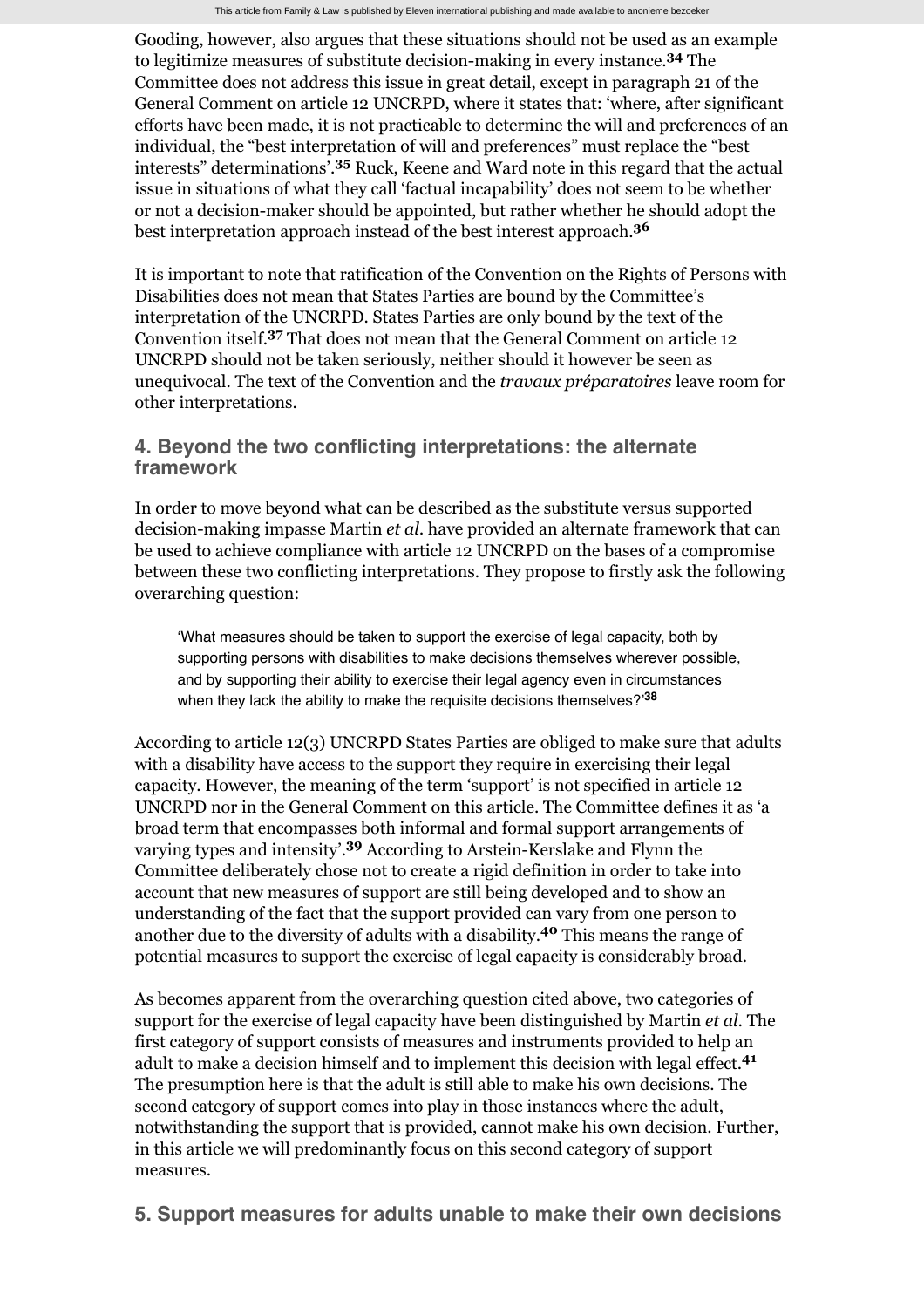Gooding, however, also argues that these situations should not be used as an example to legitimize measures of substitute decision-making in every instance.[34] The Committee does not address this issue in great detail, except in paragraph 21 of the General Comment on article 12 UNCRPD, where it states that: 'where, after significant efforts have been made, it is not practicable to determine the will and preferences of an individual, the "best interpretation of will and preferences" must replace the "best interests" determinations'.[35] Ruck, Keene and Ward note in this regard that the actual issue in situations of what they call 'factual incapability' does not seem to be whether or not a decision-maker should be appointed, but rather whether he should adopt the best interpretation approach instead of the best interest approach.[36]

It is important to note that ratification of the Convention on the Rights of Persons with Disabilities does not mean that States Parties are bound by the Committee's interpretation of the UNCRPD. States Parties are only bound by the text of the Convention itself.[37] That does not mean that the General Comment on article 12 UNCRPD should not be taken seriously, neither should it however be seen as unequivocal. The text of the Convention and the *travaux préparatoires* leave room for other interpretations.

## 4. Beyond the two conflicting interpretations: the alternate framework

In order to move beyond what can be described as the substitute versus supported decision-making impasse Martin *et al*. have provided an alternate framework that can be used to achieve compliance with article 12 UNCRPD on the bases of a compromise between these two conflicting interpretations. They propose to firstly ask the following overarching question:

> 'What measures should be taken to support the exercise of legal capacity, both by supporting persons with disabilities to make decisions themselves wherever possible, and by supporting their ability to exercise their legal agency even in circumstances when they lack the ability to make the requisite decisions themselves?'[38]

According to article 12(3) UNCRPD States Parties are obliged to make sure that adults with a disability have access to the support they require in exercising their legal capacity. However, the meaning of the term 'support' is not specified in article 12 UNCRPD nor in the General Comment on this article. The Committee defines it as 'a broad term that encompasses both informal and formal support arrangements of varying types and intensity'.[39] According to Arstein-Kerslake and Flynn the Committee deliberately chose not to create a rigid definition in order to take into account that new measures of support are still being developed and to show an understanding of the fact that the support provided can vary from one person to another due to the diversity of adults with a disability.[40] This means the range of potential measures to support the exercise of legal capacity is considerably broad.

As becomes apparent from the overarching question cited above, two categories of support for the exercise of legal capacity have been distinguished by Martin *et al*. The first category of support consists of measures and instruments provided to help an adult to make a decision himself and to implement this decision with legal effect.[41] The presumption here is that the adult is still able to make his own decisions. The second category of support comes into play in those instances where the adult, notwithstanding the support that is provided, cannot make his own decision. Further, in this article we will predominantly focus on this second category of support measures.

## 5. Support measures for adults unable to make their own decisions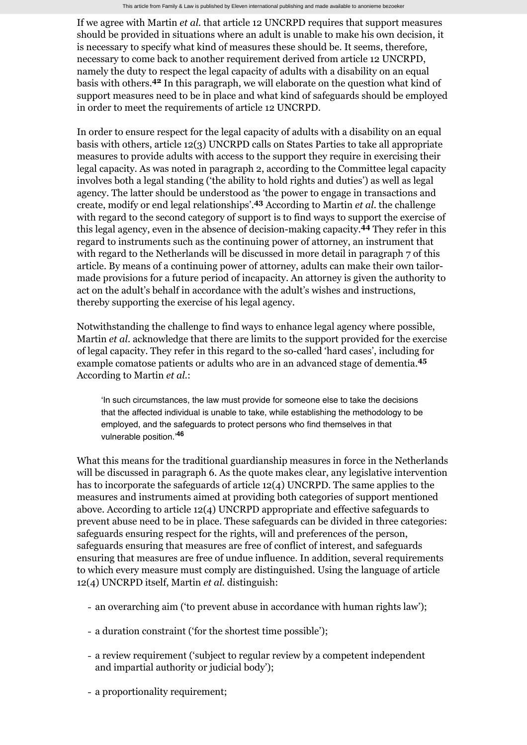If we agree with Martin *et al.* that article 12 UNCRPD requires that support measures should be provided in situations where an adult is unable to make his own decision, it is necessary to specify what kind of measures these should be. It seems, therefore, necessary to come back to another requirement derived from article 12 UNCRPD, namely the duty to respect the legal capacity of adults with a disability on an equal basis with others.[42] In this paragraph, we will elaborate on the question what kind of support measures need to be in place and what kind of safeguards should be employed in order to meet the requirements of article 12 UNCRPD.

In order to ensure respect for the legal capacity of adults with a disability on an equal basis with others, article 12(3) UNCRPD calls on States Parties to take all appropriate measures to provide adults with access to the support they require in exercising their legal capacity. As was noted in paragraph 2, according to the Committee legal capacity involves both a legal standing ('the ability to hold rights and duties') as well as legal agency. The latter should be understood as 'the power to engage in transactions and create, modify or end legal relationships'.[43] According to Martin *et al.* the challenge with regard to the second category of support is to find ways to support the exercise of this legal agency, even in the absence of decision-making capacity.[44] They refer in this regard to instruments such as the continuing power of attorney, an instrument that with regard to the Netherlands will be discussed in more detail in paragraph 7 of this article. By means of a continuing power of attorney, adults can make their own tailor-made provisions for a future period of incapacity. An attorney is given the authority to act on the adult's behalf in accordance with the adult's wishes and instructions, thereby supporting the exercise of his legal agency.

Notwithstanding the challenge to find ways to enhance legal agency where possible, Martin *et al.* acknowledge that there are limits to the support provided for the exercise of legal capacity. They refer in this regard to the so-called 'hard cases', including for example comatose patients or adults who are in an advanced stage of dementia.[45] According to Martin *et al.*:

> 'In such circumstances, the law must provide for someone else to take the decisions that the affected individual is unable to take, while establishing the methodology to be employed, and the safeguards to protect persons who find themselves in that vulnerable position.'[46]

What this means for the traditional guardianship measures in force in the Netherlands will be discussed in paragraph 6. As the quote makes clear, any legislative intervention has to incorporate the safeguards of article 12(4) UNCRPD. The same applies to the measures and instruments aimed at providing both categories of support mentioned above. According to article 12(4) UNCRPD appropriate and effective safeguards to prevent abuse need to be in place. These safeguards can be divided in three categories: safeguards ensuring respect for the rights, will and preferences of the person, safeguards ensuring that measures are free of conflict of interest, and safeguards ensuring that measures are free of undue influence. In addition, several requirements to which every measure must comply are distinguished. Using the language of article 12(4) UNCRPD itself, Martin *et al.* distinguish:

- an overarching aim ('to prevent abuse in accordance with human rights law');
- a duration constraint ('for the shortest time possible');
- a review requirement ('subject to regular review by a competent independent and impartial authority or judicial body');
- a proportionality requirement;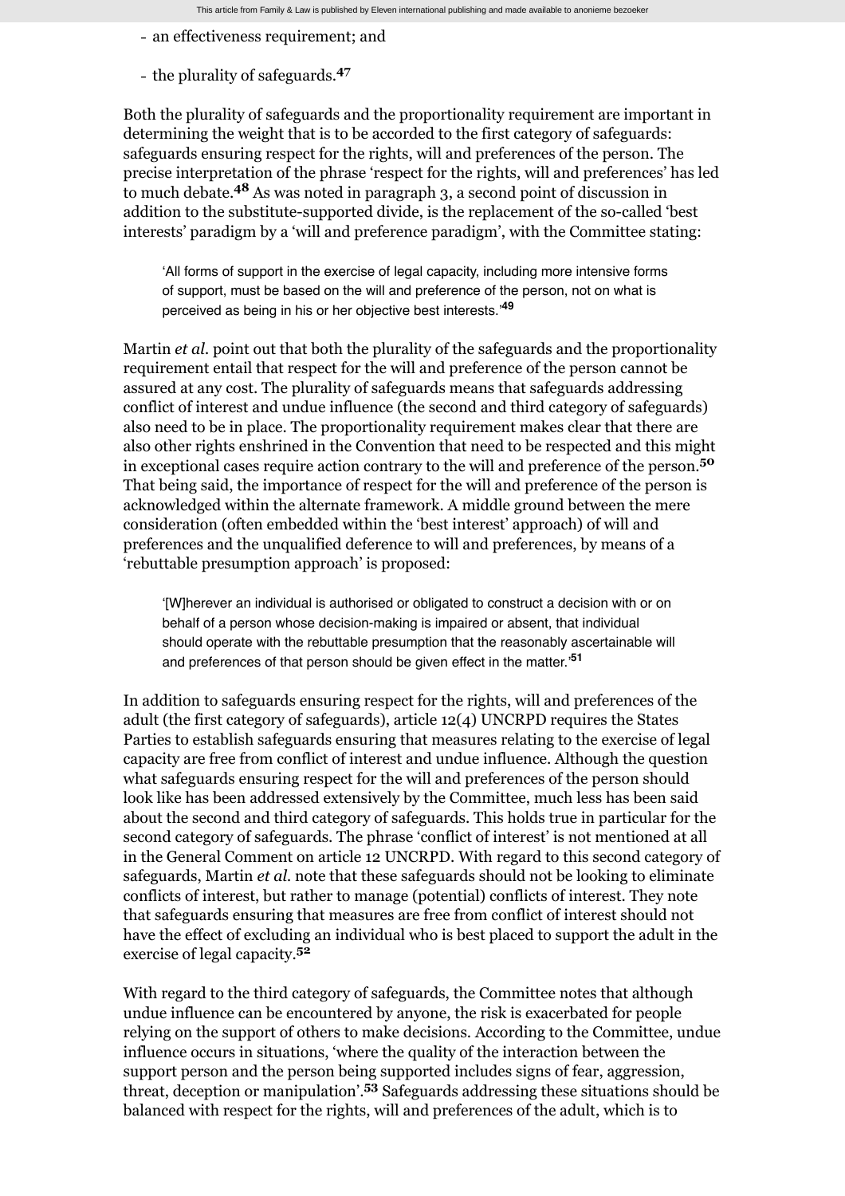- an effectiveness requirement; and
- the plurality of safeguards.[47]

Both the plurality of safeguards and the proportionality requirement are important in determining the weight that is to be accorded to the first category of safeguards: safeguards ensuring respect for the rights, will and preferences of the person. The precise interpretation of the phrase 'respect for the rights, will and preferences' has led to much debate.[48] As was noted in paragraph 3, a second point of discussion in addition to the substitute-supported divide, is the replacement of the so-called 'best interests' paradigm by a 'will and preference paradigm', with the Committee stating:

> 'All forms of support in the exercise of legal capacity, including more intensive forms of support, must be based on the will and preference of the person, not on what is perceived as being in his or her objective best interests.'[49]

Martin *et al.* point out that both the plurality of the safeguards and the proportionality requirement entail that respect for the will and preference of the person cannot be assured at any cost. The plurality of safeguards means that safeguards addressing conflict of interest and undue influence (the second and third category of safeguards) also need to be in place. The proportionality requirement makes clear that there are also other rights enshrined in the Convention that need to be respected and this might in exceptional cases require action contrary to the will and preference of the person.[50] That being said, the importance of respect for the will and preference of the person is acknowledged within the alternate framework. A middle ground between the mere consideration (often embedded within the 'best interest' approach) of will and preferences and the unqualified deference to will and preferences, by means of a 'rebuttable presumption approach' is proposed:

> '[W]herever an individual is authorised or obligated to construct a decision with or on behalf of a person whose decision-making is impaired or absent, that individual should operate with the rebuttable presumption that the reasonably ascertainable will and preferences of that person should be given effect in the matter.'[51]

In addition to safeguards ensuring respect for the rights, will and preferences of the adult (the first category of safeguards), article 12(4) UNCRPD requires the States Parties to establish safeguards ensuring that measures relating to the exercise of legal capacity are free from conflict of interest and undue influence. Although the question what safeguards ensuring respect for the will and preferences of the person should look like has been addressed extensively by the Committee, much less has been said about the second and third category of safeguards. This holds true in particular for the second category of safeguards. The phrase 'conflict of interest' is not mentioned at all in the General Comment on article 12 UNCRPD. With regard to this second category of safeguards, Martin *et al.* note that these safeguards should not be looking to eliminate conflicts of interest, but rather to manage (potential) conflicts of interest. They note that safeguards ensuring that measures are free from conflict of interest should not have the effect of excluding an individual who is best placed to support the adult in the exercise of legal capacity.[52]

With regard to the third category of safeguards, the Committee notes that although undue influence can be encountered by anyone, the risk is exacerbated for people relying on the support of others to make decisions. According to the Committee, undue influence occurs in situations, 'where the quality of the interaction between the support person and the person being supported includes signs of fear, aggression, threat, deception or manipulation'.[53] Safeguards addressing these situations should be balanced with respect for the rights, will and preferences of the adult, which is to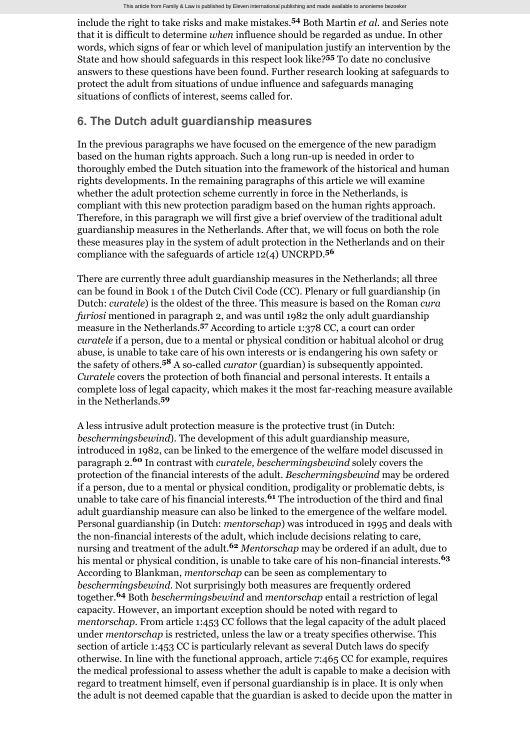include the right to take risks and make mistakes.[54] Both Martin *et al.* and Series note that it is difficult to determine *when* influence should be regarded as undue. In other words, which signs of fear or which level of manipulation justify an intervention by the State and how should safeguards in this respect look like?[55] To date no conclusive answers to these questions have been found. Further research looking at safeguards to protect the adult from situations of undue influence and safeguards managing situations of conflicts of interest, seems called for.

## 6. The Dutch adult guardianship measures

In the previous paragraphs we have focused on the emergence of the new paradigm based on the human rights approach. Such a long run-up is needed in order to thoroughly embed the Dutch situation into the framework of the historical and human rights developments. In the remaining paragraphs of this article we will examine whether the adult protection scheme currently in force in the Netherlands, is compliant with this new protection paradigm based on the human rights approach. Therefore, in this paragraph we will first give a brief overview of the traditional adult guardianship measures in the Netherlands. After that, we will focus on both the role these measures play in the system of adult protection in the Netherlands and on their compliance with the safeguards of article 12(4) UNCRPD.[56]

There are currently three adult guardianship measures in the Netherlands; all three can be found in Book 1 of the Dutch Civil Code (CC). Plenary or full guardianship (in Dutch: *curatele*) is the oldest of the three. This measure is based on the Roman *cura furiosi* mentioned in paragraph 2, and was until 1982 the only adult guardianship measure in the Netherlands.[57] According to article 1:378 CC, a court can order *curatele* if a person, due to a mental or physical condition or habitual alcohol or drug abuse, is unable to take care of his own interests or is endangering his own safety or the safety of others.[58] A so-called *curator* (guardian) is subsequently appointed. *Curatele* covers the protection of both financial and personal interests. It entails a complete loss of legal capacity, which makes it the most far-reaching measure available in the Netherlands.[59]

A less intrusive adult protection measure is the protective trust (in Dutch: *beschermingsbewind*). The development of this adult guardianship measure, introduced in 1982, can be linked to the emergence of the welfare model discussed in paragraph 2.[60] In contrast with *curatele, beschermingsbewind* solely covers the protection of the financial interests of the adult. *Beschermingsbewind* may be ordered if a person, due to a mental or physical condition, prodigality or problematic debts, is unable to take care of his financial interests.[61] The introduction of the third and final adult guardianship measure can also be linked to the emergence of the welfare model. Personal guardianship (in Dutch: *mentorschap*) was introduced in 1995 and deals with the non-financial interests of the adult, which include decisions relating to care, nursing and treatment of the adult.[62] *Mentorschap* may be ordered if an adult, due to his mental or physical condition, is unable to take care of his non-financial interests.[63] According to Blankman, *mentorschap* can be seen as complementary to *beschermingsbewind*. Not surprisingly both measures are frequently ordered together.[64] Both *beschermingsbewind* and *mentorschap* entail a restriction of legal capacity. However, an important exception should be noted with regard to *mentorschap*. From article 1:453 CC follows that the legal capacity of the adult placed under *mentorschap* is restricted, unless the law or a treaty specifies otherwise. This section of article 1:453 CC is particularly relevant as several Dutch laws do specify otherwise. In line with the functional approach, article 7:465 CC for example, requires the medical professional to assess whether the adult is capable to make a decision with regard to treatment himself, even if personal guardianship is in place. It is only when the adult is not deemed capable that the guardian is asked to decide upon the matter in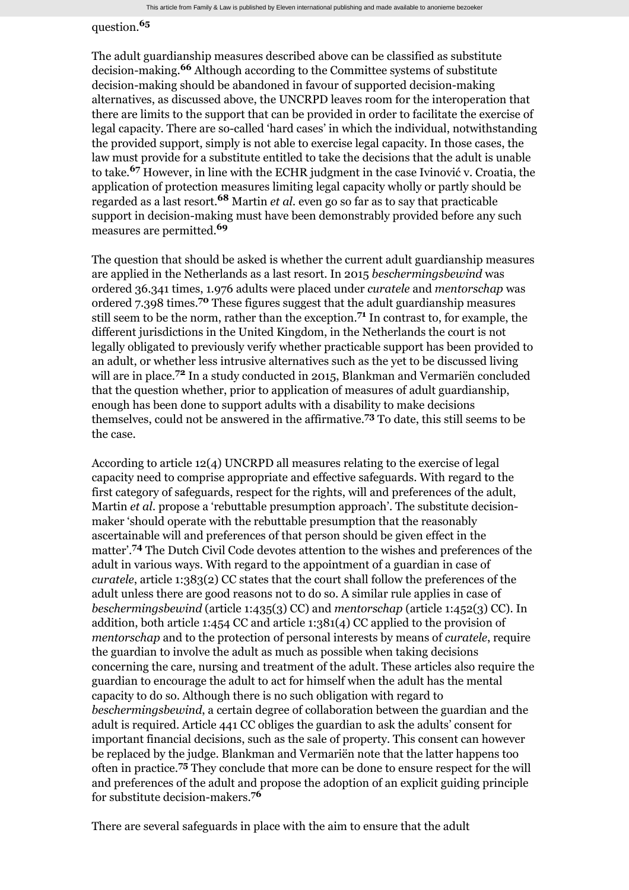question.[65]

The adult guardianship measures described above can be classified as substitute decision-making.[66] Although according to the Committee systems of substitute decision-making should be abandoned in favour of supported decision-making alternatives, as discussed above, the UNCRPD leaves room for the interoperation that there are limits to the support that can be provided in order to facilitate the exercise of legal capacity. There are so-called 'hard cases' in which the individual, notwithstanding the provided support, simply is not able to exercise legal capacity. In those cases, the law must provide for a substitute entitled to take the decisions that the adult is unable to take.[67] However, in line with the ECHR judgment in the case Ivinović v. Croatia, the application of protection measures limiting legal capacity wholly or partly should be regarded as a last resort.[68] Martin *et al.* even go so far as to say that practicable support in decision-making must have been demonstrably provided before any such measures are permitted.[69]

The question that should be asked is whether the current adult guardianship measures are applied in the Netherlands as a last resort. In 2015 *beschermingsbewind* was ordered 36.341 times, 1.976 adults were placed under *curatele* and *mentorschap* was ordered 7.398 times.[70] These figures suggest that the adult guardianship measures still seem to be the norm, rather than the exception.[71] In contrast to, for example, the different jurisdictions in the United Kingdom, in the Netherlands the court is not legally obligated to previously verify whether practicable support has been provided to an adult, or whether less intrusive alternatives such as the yet to be discussed living will are in place.[72] In a study conducted in 2015, Blankman and Vermariën concluded that the question whether, prior to application of measures of adult guardianship, enough has been done to support adults with a disability to make decisions themselves, could not be answered in the affirmative.[73] To date, this still seems to be the case.

According to article 12(4) UNCRPD all measures relating to the exercise of legal capacity need to comprise appropriate and effective safeguards. With regard to the first category of safeguards, respect for the rights, will and preferences of the adult, Martin *et al.* propose a 'rebuttable presumption approach'. The substitute decision-maker 'should operate with the rebuttable presumption that the reasonably ascertainable will and preferences of that person should be given effect in the matter'.[74] The Dutch Civil Code devotes attention to the wishes and preferences of the adult in various ways. With regard to the appointment of a guardian in case of *curatele*, article 1:383(2) CC states that the court shall follow the preferences of the adult unless there are good reasons not to do so. A similar rule applies in case of *beschermingsbewind* (article 1:435(3) CC) and *mentorschap* (article 1:452(3) CC). In addition, both article 1:454 CC and article 1:381(4) CC applied to the provision of *mentorschap* and to the protection of personal interests by means of *curatele*, require the guardian to involve the adult as much as possible when taking decisions concerning the care, nursing and treatment of the adult. These articles also require the guardian to encourage the adult to act for himself when the adult has the mental capacity to do so. Although there is no such obligation with regard to *beschermingsbewind*, a certain degree of collaboration between the guardian and the adult is required. Article 441 CC obliges the guardian to ask the adults' consent for important financial decisions, such as the sale of property. This consent can however be replaced by the judge. Blankman and Vermariën note that the latter happens too often in practice.[75] They conclude that more can be done to ensure respect for the will and preferences of the adult and propose the adoption of an explicit guiding principle for substitute decision-makers.[76]

There are several safeguards in place with the aim to ensure that the adult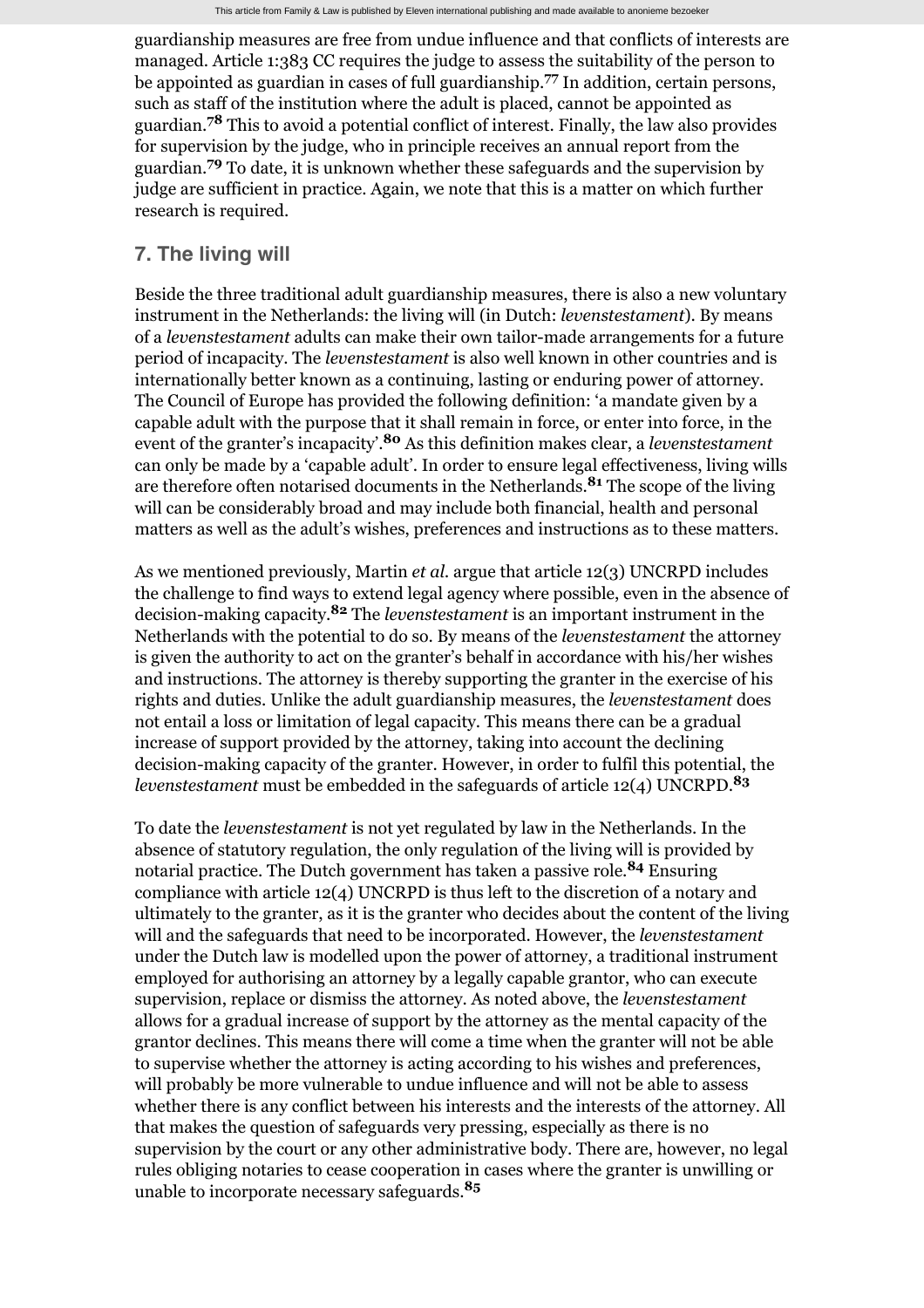guardianship measures are free from undue influence and that conflicts of interests are managed. Article 1:383 CC requires the judge to assess the suitability of the person to be appointed as guardian in cases of full guardianship.[77] In addition, certain persons, such as staff of the institution where the adult is placed, cannot be appointed as guardian.[78] This to avoid a potential conflict of interest. Finally, the law also provides for supervision by the judge, who in principle receives an annual report from the guardian.[79] To date, it is unknown whether these safeguards and the supervision by judge are sufficient in practice. Again, we note that this is a matter on which further research is required.

## 7. The living will

Beside the three traditional adult guardianship measures, there is also a new voluntary instrument in the Netherlands: the living will (in Dutch: *levenstestament*). By means of a *levenstestament* adults can make their own tailor-made arrangements for a future period of incapacity. The *levenstestament* is also well known in other countries and is internationally better known as a continuing, lasting or enduring power of attorney. The Council of Europe has provided the following definition: 'a mandate given by a capable adult with the purpose that it shall remain in force, or enter into force, in the event of the granter's incapacity'.[80] As this definition makes clear, a *levenstestament* can only be made by a 'capable adult'. In order to ensure legal effectiveness, living wills are therefore often notarised documents in the Netherlands.[81] The scope of the living will can be considerably broad and may include both financial, health and personal matters as well as the adult's wishes, preferences and instructions as to these matters.

As we mentioned previously, Martin *et al.* argue that article 12(3) UNCRPD includes the challenge to find ways to extend legal agency where possible, even in the absence of decision-making capacity.[82] The *levenstestament* is an important instrument in the Netherlands with the potential to do so. By means of the *levenstestament* the attorney is given the authority to act on the granter's behalf in accordance with his/her wishes and instructions. The attorney is thereby supporting the granter in the exercise of his rights and duties. Unlike the adult guardianship measures, the *levenstestament* does not entail a loss or limitation of legal capacity. This means there can be a gradual increase of support provided by the attorney, taking into account the declining decision-making capacity of the granter. However, in order to fulfil this potential, the *levenstestament* must be embedded in the safeguards of article 12(4) UNCRPD.[83]

To date the *levenstestament* is not yet regulated by law in the Netherlands. In the absence of statutory regulation, the only regulation of the living will is provided by notarial practice. The Dutch government has taken a passive role.[84] Ensuring compliance with article 12(4) UNCRPD is thus left to the discretion of a notary and ultimately to the granter, as it is the granter who decides about the content of the living will and the safeguards that need to be incorporated. However, the *levenstestament* under the Dutch law is modelled upon the power of attorney, a traditional instrument employed for authorising an attorney by a legally capable grantor, who can execute supervision, replace or dismiss the attorney. As noted above, the *levenstestament* allows for a gradual increase of support by the attorney as the mental capacity of the grantor declines. This means there will come a time when the granter will not be able to supervise whether the attorney is acting according to his wishes and preferences, will probably be more vulnerable to undue influence and will not be able to assess whether there is any conflict between his interests and the interests of the attorney. All that makes the question of safeguards very pressing, especially as there is no supervision by the court or any other administrative body. There are, however, no legal rules obliging notaries to cease cooperation in cases where the granter is unwilling or unable to incorporate necessary safeguards.[85]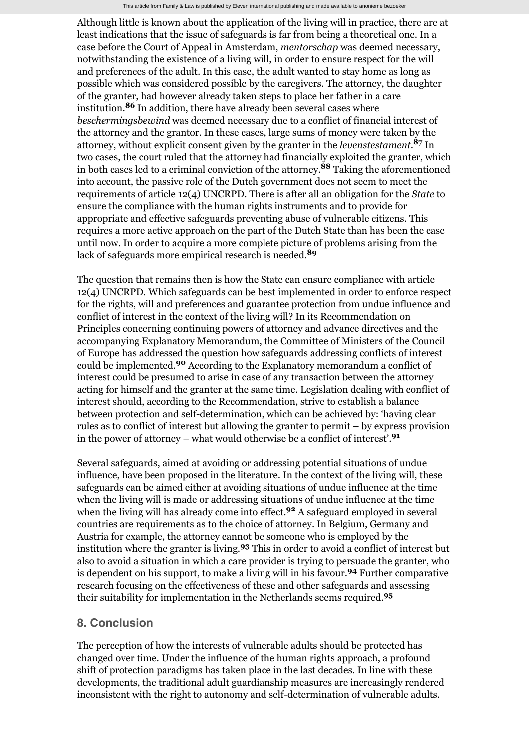Although little is known about the application of the living will in practice, there are at least indications that the issue of safeguards is far from being a theoretical one. In a case before the Court of Appeal in Amsterdam, *mentorschap* was deemed necessary, notwithstanding the existence of a living will, in order to ensure respect for the will and preferences of the adult. In this case, the adult wanted to stay home as long as possible which was considered possible by the caregivers. The attorney, the daughter of the granter, had however already taken steps to place her father in a care institution.[86] In addition, there have already been several cases where *beschermingsbewind* was deemed necessary due to a conflict of financial interest of the attorney and the grantor. In these cases, large sums of money were taken by the attorney, without explicit consent given by the granter in the *levenstestament*.[87] In two cases, the court ruled that the attorney had financially exploited the granter, which in both cases led to a criminal conviction of the attorney.[88] Taking the aforementioned into account, the passive role of the Dutch government does not seem to meet the requirements of article 12(4) UNCRPD. There is after all an obligation for the *State* to ensure the compliance with the human rights instruments and to provide for appropriate and effective safeguards preventing abuse of vulnerable citizens. This requires a more active approach on the part of the Dutch State than has been the case until now. In order to acquire a more complete picture of problems arising from the lack of safeguards more empirical research is needed.[89]

The question that remains then is how the State can ensure compliance with article 12(4) UNCRPD. Which safeguards can be best implemented in order to enforce respect for the rights, will and preferences and guarantee protection from undue influence and conflict of interest in the context of the living will? In its Recommendation on Principles concerning continuing powers of attorney and advance directives and the accompanying Explanatory Memorandum, the Committee of Ministers of the Council of Europe has addressed the question how safeguards addressing conflicts of interest could be implemented.[90] According to the Explanatory memorandum a conflict of interest could be presumed to arise in case of any transaction between the attorney acting for himself and the granter at the same time. Legislation dealing with conflict of interest should, according to the Recommendation, strive to establish a balance between protection and self-determination, which can be achieved by: 'having clear rules as to conflict of interest but allowing the granter to permit – by express provision in the power of attorney – what would otherwise be a conflict of interest'.[91]

Several safeguards, aimed at avoiding or addressing potential situations of undue influence, have been proposed in the literature. In the context of the living will, these safeguards can be aimed either at avoiding situations of undue influence at the time when the living will is made or addressing situations of undue influence at the time when the living will has already come into effect.[92] A safeguard employed in several countries are requirements as to the choice of attorney. In Belgium, Germany and Austria for example, the attorney cannot be someone who is employed by the institution where the granter is living.[93] This in order to avoid a conflict of interest but also to avoid a situation in which a care provider is trying to persuade the granter, who is dependent on his support, to make a living will in his favour.[94] Further comparative research focusing on the effectiveness of these and other safeguards and assessing their suitability for implementation in the Netherlands seems required.[95]

## 8. Conclusion

The perception of how the interests of vulnerable adults should be protected has changed over time. Under the influence of the human rights approach, a profound shift of protection paradigms has taken place in the last decades. In line with these developments, the traditional adult guardianship measures are increasingly rendered inconsistent with the right to autonomy and self-determination of vulnerable adults.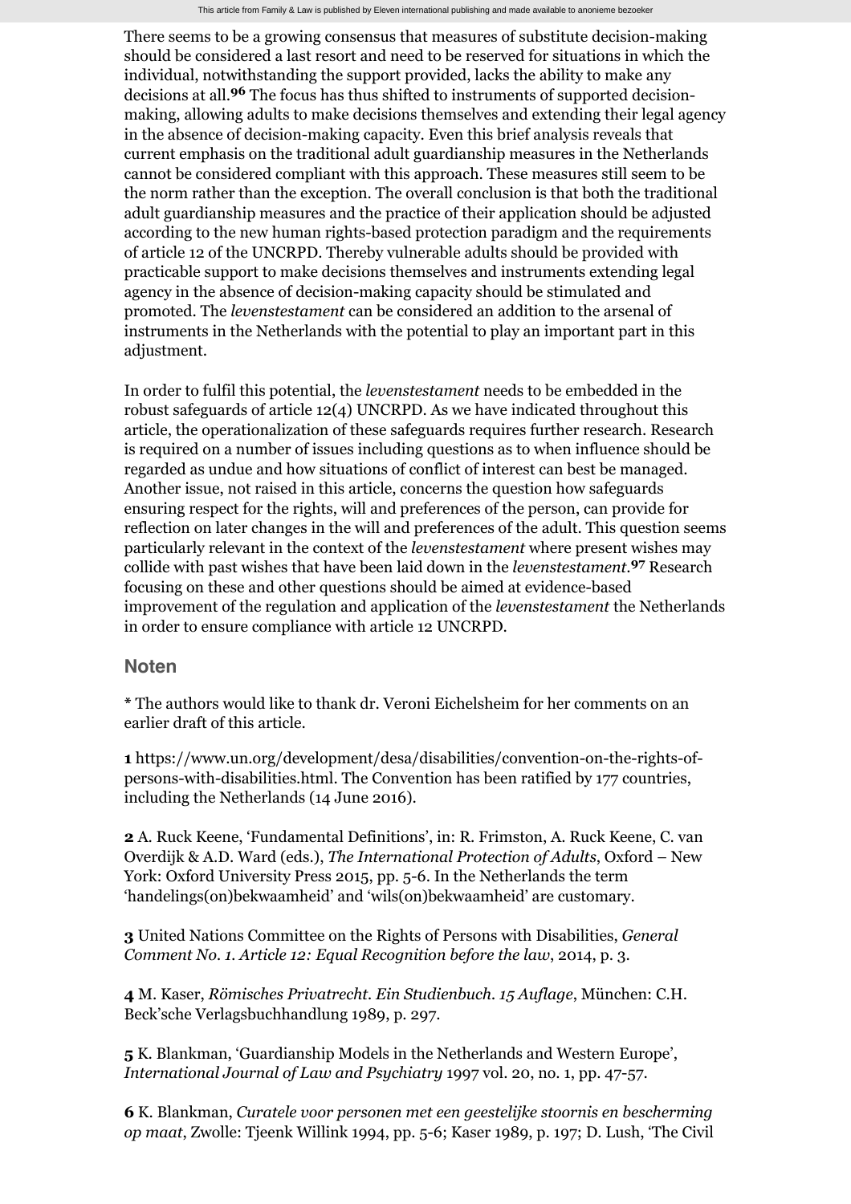There seems to be a growing consensus that measures of substitute decision-making should be considered a last resort and need to be reserved for situations in which the individual, notwithstanding the support provided, lacks the ability to make any decisions at all.[96] The focus has thus shifted to instruments of supported decision-making, allowing adults to make decisions themselves and extending their legal agency in the absence of decision-making capacity. Even this brief analysis reveals that current emphasis on the traditional adult guardianship measures in the Netherlands cannot be considered compliant with this approach. These measures still seem to be the norm rather than the exception. The overall conclusion is that both the traditional adult guardianship measures and the practice of their application should be adjusted according to the new human rights-based protection paradigm and the requirements of article 12 of the UNCRPD. Thereby vulnerable adults should be provided with practicable support to make decisions themselves and instruments extending legal agency in the absence of decision-making capacity should be stimulated and promoted. The *levenstestament* can be considered an addition to the arsenal of instruments in the Netherlands with the potential to play an important part in this adjustment.

In order to fulfil this potential, the *levenstestament* needs to be embedded in the robust safeguards of article 12(4) UNCRPD. As we have indicated throughout this article, the operationalization of these safeguards requires further research. Research is required on a number of issues including questions as to when influence should be regarded as undue and how situations of conflict of interest can best be managed. Another issue, not raised in this article, concerns the question how safeguards ensuring respect for the rights, will and preferences of the person, can provide for reflection on later changes in the will and preferences of the adult. This question seems particularly relevant in the context of the *levenstestament* where present wishes may collide with past wishes that have been laid down in the *levenstestament*.[97] Research focusing on these and other questions should be aimed at evidence-based improvement of the regulation and application of the *levenstestament* the Netherlands in order to ensure compliance with article 12 UNCRPD.

## Noten

\* The authors would like to thank dr. Veroni Eichelsheim for her comments on an earlier draft of this article.

**1** https://www.un.org/development/desa/disabilities/convention-on-the-rights-of-persons-with-disabilities.html. The Convention has been ratified by 177 countries, including the Netherlands (14 June 2016).

**2** A. Ruck Keene, 'Fundamental Definitions', in: R. Frimston, A. Ruck Keene, C. van Overdijk & A.D. Ward (eds.), *The International Protection of Adults*, Oxford – New York: Oxford University Press 2015, pp. 5-6. In the Netherlands the term 'handelings(on)bekwaamheid' and 'wils(on)bekwaamheid' are customary.

**3** United Nations Committee on the Rights of Persons with Disabilities, *General Comment No. 1. Article 12: Equal Recognition before the law*, 2014, p. 3.

**4** M. Kaser, *Römisches Privatrecht. Ein Studienbuch. 15 Auflage*, München: C.H. Beck'sche Verlagsbuchhandlung 1989, p. 297.

**5** K. Blankman, 'Guardianship Models in the Netherlands and Western Europe', *International Journal of Law and Psychiatry* 1997 vol. 20, no. 1, pp. 47-57.

**6** K. Blankman, *Curatele voor personen met een geestelijke stoornis en bescherming op maat*, Zwolle: Tjeenk Willink 1994, pp. 5-6; Kaser 1989, p. 197; D. Lush, 'The Civil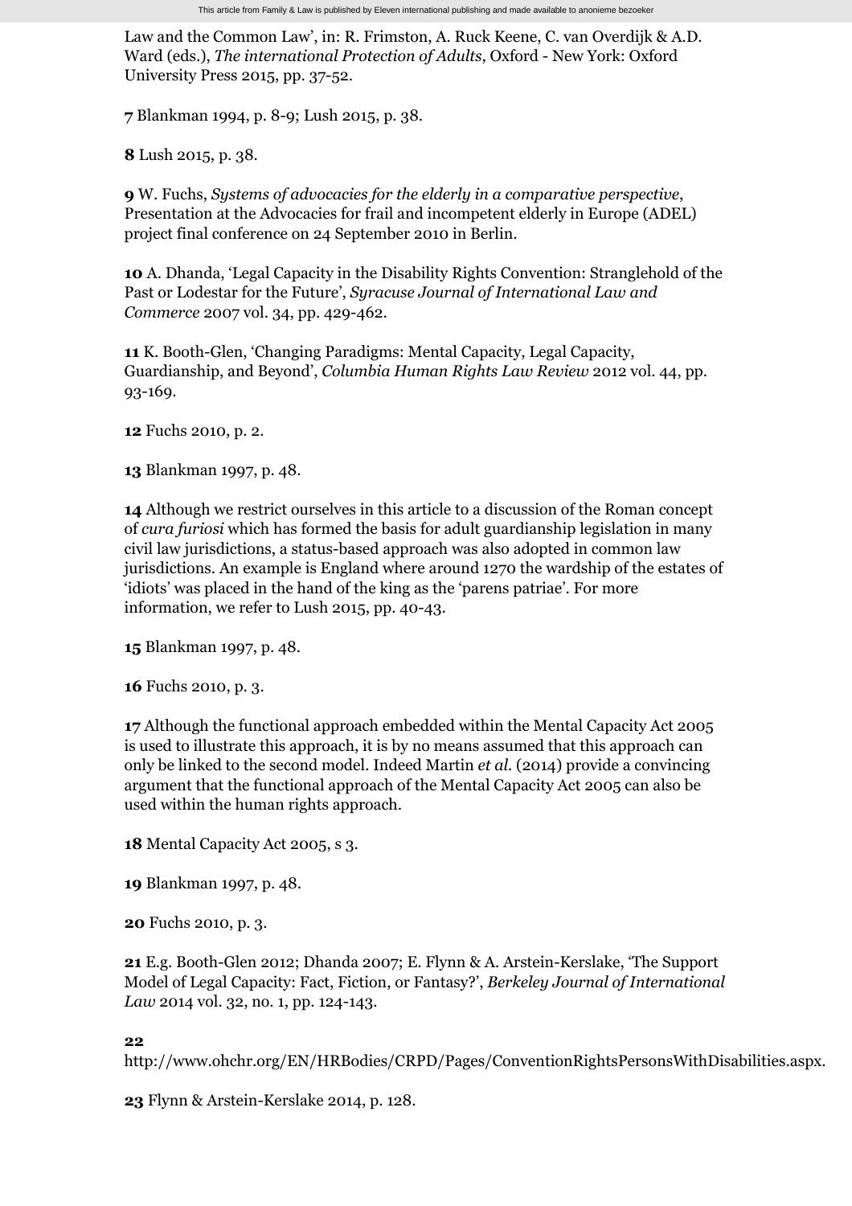Law and the Common Law', in: R. Frimston, A. Ruck Keene, C. van Overdijk & A.D. Ward (eds.), *The international Protection of Adults*, Oxford - New York: Oxford University Press 2015, pp. 37-52.

**7** Blankman 1994, p. 8-9; Lush 2015, p. 38.

**8** Lush 2015, p. 38.

**9** W. Fuchs, *Systems of advocacies for the elderly in a comparative perspective*, Presentation at the Advocacies for frail and incompetent elderly in Europe (ADEL) project final conference on 24 September 2010 in Berlin.

**10** A. Dhanda, 'Legal Capacity in the Disability Rights Convention: Stranglehold of the Past or Lodestar for the Future', *Syracuse Journal of International Law and Commerce* 2007 vol. 34, pp. 429-462.

**11** K. Booth-Glen, 'Changing Paradigms: Mental Capacity, Legal Capacity, Guardianship, and Beyond', *Columbia Human Rights Law Review* 2012 vol. 44, pp. 93-169.

**12** Fuchs 2010, p. 2.

**13** Blankman 1997, p. 48.

**14** Although we restrict ourselves in this article to a discussion of the Roman concept of *cura furiosi* which has formed the basis for adult guardianship legislation in many civil law jurisdictions, a status-based approach was also adopted in common law jurisdictions. An example is England where around 1270 the wardship of the estates of 'idiots' was placed in the hand of the king as the 'parens patriae'. For more information, we refer to Lush 2015, pp. 40-43.

**15** Blankman 1997, p. 48.

**16** Fuchs 2010, p. 3.

**17** Although the functional approach embedded within the Mental Capacity Act 2005 is used to illustrate this approach, it is by no means assumed that this approach can only be linked to the second model. Indeed Martin *et al.* (2014) provide a convincing argument that the functional approach of the Mental Capacity Act 2005 can also be used within the human rights approach.

**18** Mental Capacity Act 2005, s 3.

**19** Blankman 1997, p. 48.

**20** Fuchs 2010, p. 3.

**21** E.g. Booth-Glen 2012; Dhanda 2007; E. Flynn & A. Arstein-Kerslake, 'The Support Model of Legal Capacity: Fact, Fiction, or Fantasy?', *Berkeley Journal of International Law* 2014 vol. 32, no. 1, pp. 124-143.

**22** http://www.ohchr.org/EN/HRBodies/CRPD/Pages/ConventionRightsPersonsWithDisabilities.aspx.

**23** Flynn & Arstein-Kerslake 2014, p. 128.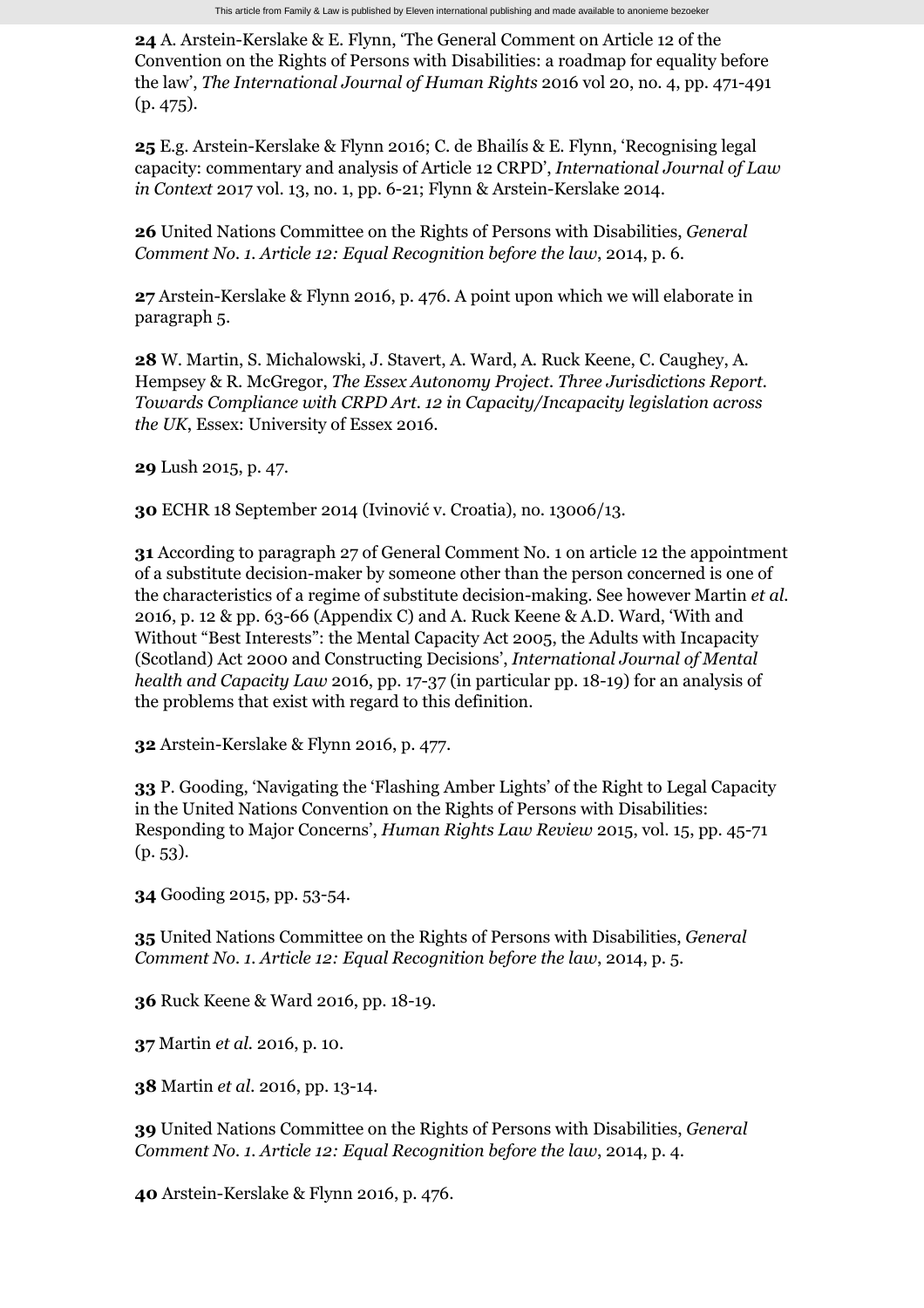**24** A. Arstein-Kerslake & E. Flynn, 'The General Comment on Article 12 of the Convention on the Rights of Persons with Disabilities: a roadmap for equality before the law', *The International Journal of Human Rights* 2016 vol 20, no. 4, pp. 471-491 (p. 475).

**25** E.g. Arstein-Kerslake & Flynn 2016; C. de Bhailís & E. Flynn, 'Recognising legal capacity: commentary and analysis of Article 12 CRPD', *International Journal of Law in Context* 2017 vol. 13, no. 1, pp. 6-21; Flynn & Arstein-Kerslake 2014.

**26** United Nations Committee on the Rights of Persons with Disabilities, *General Comment No. 1. Article 12: Equal Recognition before the law*, 2014, p. 6.

**27** Arstein-Kerslake & Flynn 2016, p. 476. A point upon which we will elaborate in paragraph 5.

**28** W. Martin, S. Michalowski, J. Stavert, A. Ward, A. Ruck Keene, C. Caughey, A. Hempsey & R. McGregor, *The Essex Autonomy Project. Three Jurisdictions Report. Towards Compliance with CRPD Art. 12 in Capacity/Incapacity legislation across the UK*, Essex: University of Essex 2016.

**29** Lush 2015, p. 47.

**30** ECHR 18 September 2014 (Ivinović v. Croatia), no. 13006/13.

**31** According to paragraph 27 of General Comment No. 1 on article 12 the appointment of a substitute decision-maker by someone other than the person concerned is one of the characteristics of a regime of substitute decision-making. See however Martin *et al.* 2016, p. 12 & pp. 63-66 (Appendix C) and A. Ruck Keene & A.D. Ward, 'With and Without "Best Interests": the Mental Capacity Act 2005, the Adults with Incapacity (Scotland) Act 2000 and Constructing Decisions', *International Journal of Mental health and Capacity Law* 2016, pp. 17-37 (in particular pp. 18-19) for an analysis of the problems that exist with regard to this definition.

**32** Arstein-Kerslake & Flynn 2016, p. 477.

**33** P. Gooding, 'Navigating the 'Flashing Amber Lights' of the Right to Legal Capacity in the United Nations Convention on the Rights of Persons with Disabilities: Responding to Major Concerns', *Human Rights Law Review* 2015, vol. 15, pp. 45-71 (p. 53).

**34** Gooding 2015, pp. 53-54.

**35** United Nations Committee on the Rights of Persons with Disabilities, *General Comment No. 1. Article 12: Equal Recognition before the law*, 2014, p. 5.

**36** Ruck Keene & Ward 2016, pp. 18-19.

**37** Martin *et al.* 2016, p. 10.

**38** Martin *et al.* 2016, pp. 13-14.

**39** United Nations Committee on the Rights of Persons with Disabilities, *General Comment No. 1. Article 12: Equal Recognition before the law*, 2014, p. 4.

**40** Arstein-Kerslake & Flynn 2016, p. 476.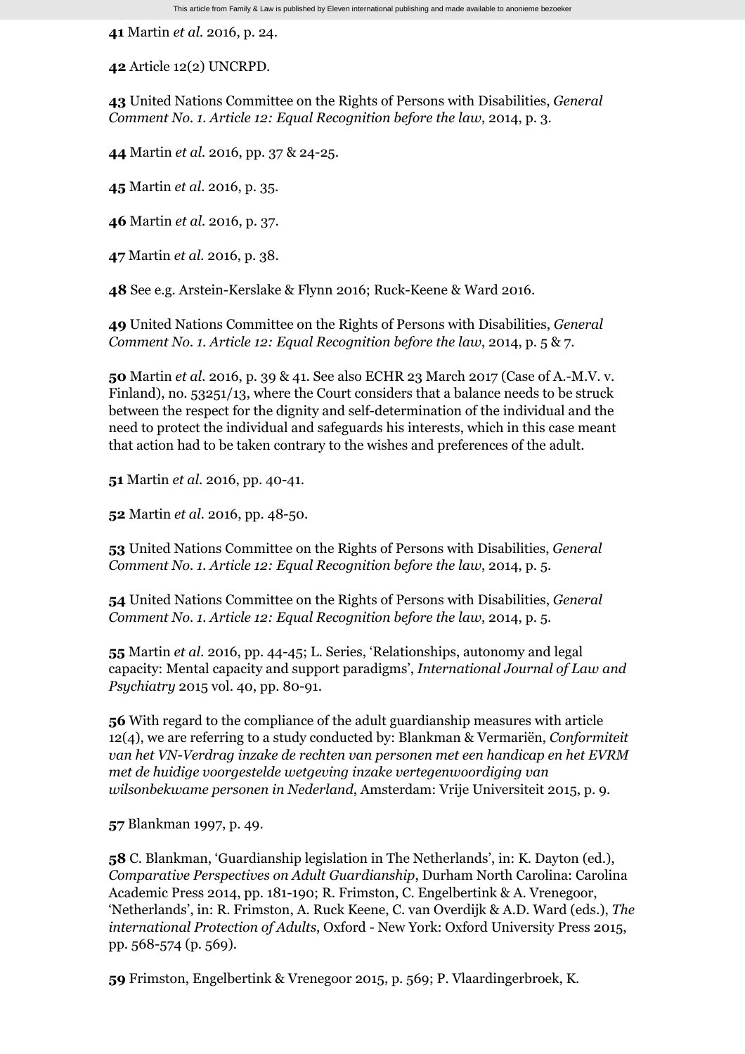**41** Martin *et al.* 2016, p. 24.

**42** Article 12(2) UNCRPD.

**43** United Nations Committee on the Rights of Persons with Disabilities, *General Comment No. 1. Article 12: Equal Recognition before the law*, 2014, p. 3.

**44** Martin *et al.* 2016, pp. 37 & 24-25.

**45** Martin *et al.* 2016, p. 35.

**46** Martin *et al.* 2016, p. 37.

**47** Martin *et al.* 2016, p. 38.

**48** See e.g. Arstein-Kerslake & Flynn 2016; Ruck-Keene & Ward 2016.

**49** United Nations Committee on the Rights of Persons with Disabilities, *General Comment No. 1. Article 12: Equal Recognition before the law*, 2014, p. 5 & 7.

**50** Martin *et al.* 2016, p. 39 & 41. See also ECHR 23 March 2017 (Case of A.-M.V. v. Finland), no. 53251/13, where the Court considers that a balance needs to be struck between the respect for the dignity and self-determination of the individual and the need to protect the individual and safeguards his interests, which in this case meant that action had to be taken contrary to the wishes and preferences of the adult.

**51** Martin *et al.* 2016, pp. 40-41.

**52** Martin *et al.* 2016, pp. 48-50.

**53** United Nations Committee on the Rights of Persons with Disabilities, *General Comment No. 1. Article 12: Equal Recognition before the law*, 2014, p. 5.

**54** United Nations Committee on the Rights of Persons with Disabilities, *General Comment No. 1. Article 12: Equal Recognition before the law*, 2014, p. 5.

**55** Martin *et al.* 2016, pp. 44-45; L. Series, 'Relationships, autonomy and legal capacity: Mental capacity and support paradigms', *International Journal of Law and Psychiatry* 2015 vol. 40, pp. 80-91.

**56** With regard to the compliance of the adult guardianship measures with article 12(4), we are referring to a study conducted by: Blankman & Vermariën, *Conformiteit van het VN-Verdrag inzake de rechten van personen met een handicap en het EVRM met de huidige voorgestelde wetgeving inzake vertegenwoordiging van wilsonbekwame personen in Nederland*, Amsterdam: Vrije Universiteit 2015, p. 9.

**57** Blankman 1997, p. 49.

**58** C. Blankman, 'Guardianship legislation in The Netherlands', in: K. Dayton (ed.), *Comparative Perspectives on Adult Guardianship*, Durham North Carolina: Carolina Academic Press 2014, pp. 181-190; R. Frimston, C. Engelbertink & A. Vrenegoor, 'Netherlands', in: R. Frimston, A. Ruck Keene, C. van Overdijk & A.D. Ward (eds.), *The international Protection of Adults*, Oxford - New York: Oxford University Press 2015, pp. 568-574 (p. 569).

**59** Frimston, Engelbertink & Vrenegoor 2015, p. 569; P. Vlaardingerbroek, K.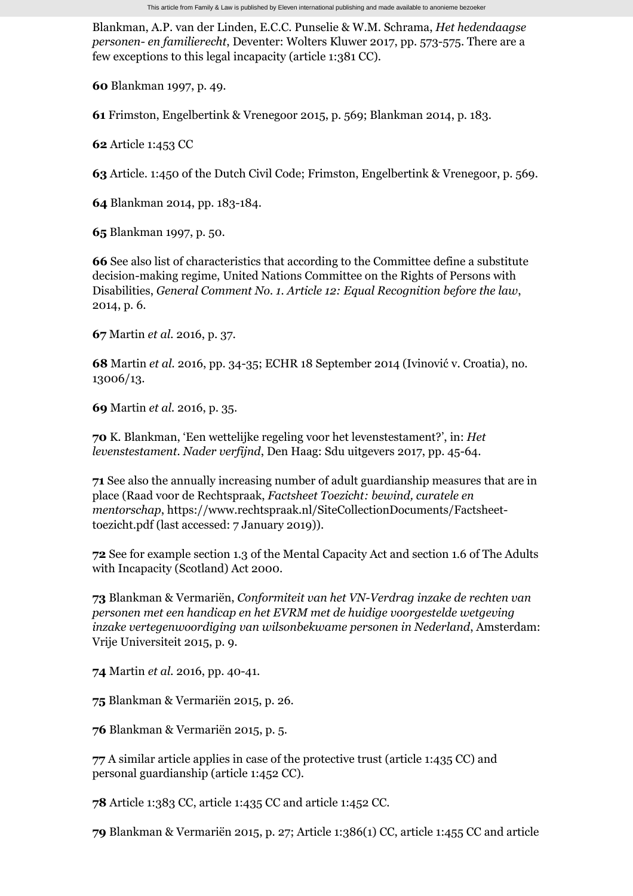Blankman, A.P. van der Linden, E.C.C. Punselie & W.M. Schrama, *Het hedendaagse personen- en familierecht*, Deventer: Wolters Kluwer 2017, pp. 573-575. There are a few exceptions to this legal incapacity (article 1:381 CC).

**60** Blankman 1997, p. 49.

**61** Frimston, Engelbertink & Vrenegoor 2015, p. 569; Blankman 2014, p. 183.

**62** Article 1:453 CC

**63** Article. 1:450 of the Dutch Civil Code; Frimston, Engelbertink & Vrenegoor, p. 569.

**64** Blankman 2014, pp. 183-184.

**65** Blankman 1997, p. 50.

**66** See also list of characteristics that according to the Committee define a substitute decision-making regime, United Nations Committee on the Rights of Persons with Disabilities, *General Comment No. 1. Article 12: Equal Recognition before the law*, 2014, p. 6.

**67** Martin *et al.* 2016, p. 37.

**68** Martin *et al.* 2016, pp. 34-35; ECHR 18 September 2014 (Ivinović v. Croatia), no. 13006/13.

**69** Martin *et al.* 2016, p. 35.

**70** K. Blankman, 'Een wettelijke regeling voor het levenstestament?', in: *Het levenstestament. Nader verfijnd*, Den Haag: Sdu uitgevers 2017, pp. 45-64.

**71** See also the annually increasing number of adult guardianship measures that are in place (Raad voor de Rechtspraak, *Factsheet Toezicht: bewind, curatele en mentorschap*, https://www.rechtspraak.nl/SiteCollectionDocuments/Factsheet-toezicht.pdf (last accessed: 7 January 2019)).

**72** See for example section 1.3 of the Mental Capacity Act and section 1.6 of The Adults with Incapacity (Scotland) Act 2000.

**73** Blankman & Vermariën, *Conformiteit van het VN-Verdrag inzake de rechten van personen met een handicap en het EVRM met de huidige voorgestelde wetgeving inzake vertegenwoordiging van wilsonbekwame personen in Nederland*, Amsterdam: Vrije Universiteit 2015, p. 9.

**74** Martin *et al.* 2016, pp. 40-41.

**75** Blankman & Vermariën 2015, p. 26.

**76** Blankman & Vermariën 2015, p. 5.

**77** A similar article applies in case of the protective trust (article 1:435 CC) and personal guardianship (article 1:452 CC).

**78** Article 1:383 CC, article 1:435 CC and article 1:452 CC.

**79** Blankman & Vermariën 2015, p. 27; Article 1:386(1) CC, article 1:455 CC and article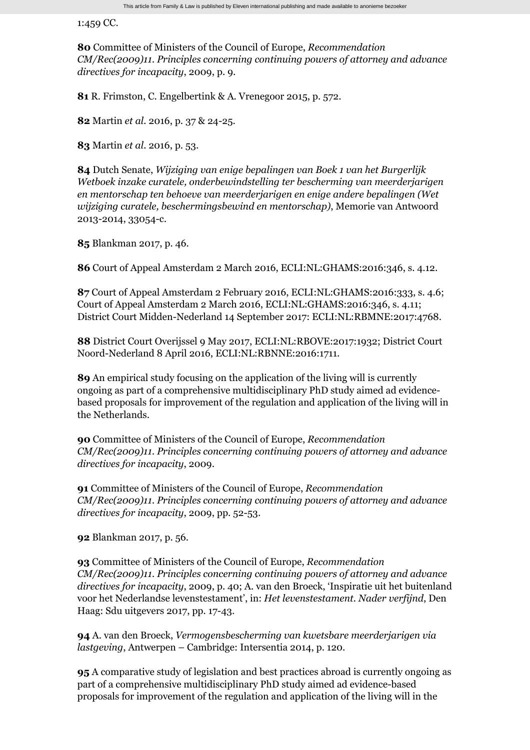1:459 CC.

**80** Committee of Ministers of the Council of Europe, *Recommendation CM/Rec(2009)11. Principles concerning continuing powers of attorney and advance directives for incapacity*, 2009, p. 9.

**81** R. Frimston, C. Engelbertink & A. Vrenegoor 2015, p. 572.

**82** Martin *et al.* 2016, p. 37 & 24-25.

**83** Martin *et al.* 2016, p. 53.

**84** Dutch Senate, *Wijziging van enige bepalingen van Boek 1 van het Burgerlijk Wetboek inzake curatele, onderbewindstelling ter bescherming van meerderjarigen en mentorschap ten behoeve van meerderjarigen en enige andere bepalingen (Wet wijziging curatele, beschermingsbewind en mentorschap)*, Memorie van Antwoord 2013-2014, 33054-c.

**85** Blankman 2017, p. 46.

**86** Court of Appeal Amsterdam 2 March 2016, ECLI:NL:GHAMS:2016:346, s. 4.12.

**87** Court of Appeal Amsterdam 2 February 2016, ECLI:NL:GHAMS:2016:333, s. 4.6; Court of Appeal Amsterdam 2 March 2016, ECLI:NL:GHAMS:2016:346, s. 4.11; District Court Midden-Nederland 14 September 2017: ECLI:NL:RBMNE:2017:4768.

**88** District Court Overijssel 9 May 2017, ECLI:NL:RBOVE:2017:1932; District Court Noord-Nederland 8 April 2016, ECLI:NL:RBNNE:2016:1711.

**89** An empirical study focusing on the application of the living will is currently ongoing as part of a comprehensive multidisciplinary PhD study aimed ad evidence-based proposals for improvement of the regulation and application of the living will in the Netherlands.

**90** Committee of Ministers of the Council of Europe, *Recommendation CM/Rec(2009)11. Principles concerning continuing powers of attorney and advance directives for incapacity*, 2009.

**91** Committee of Ministers of the Council of Europe, *Recommendation CM/Rec(2009)11. Principles concerning continuing powers of attorney and advance directives for incapacity*, 2009, pp. 52-53.

**92** Blankman 2017, p. 56.

**93** Committee of Ministers of the Council of Europe, *Recommendation CM/Rec(2009)11. Principles concerning continuing powers of attorney and advance directives for incapacity*, 2009, p. 40; A. van den Broeck, 'Inspiratie uit het buitenland voor het Nederlandse levenstestament', in: *Het levenstestament. Nader verfijnd*, Den Haag: Sdu uitgevers 2017, pp. 17-43.

**94** A. van den Broeck, *Vermogensbescherming van kwetsbare meerderjarigen via lastgeving*, Antwerpen – Cambridge: Intersentia 2014, p. 120.

**95** A comparative study of legislation and best practices abroad is currently ongoing as part of a comprehensive multidisciplinary PhD study aimed ad evidence-based proposals for improvement of the regulation and application of the living will in the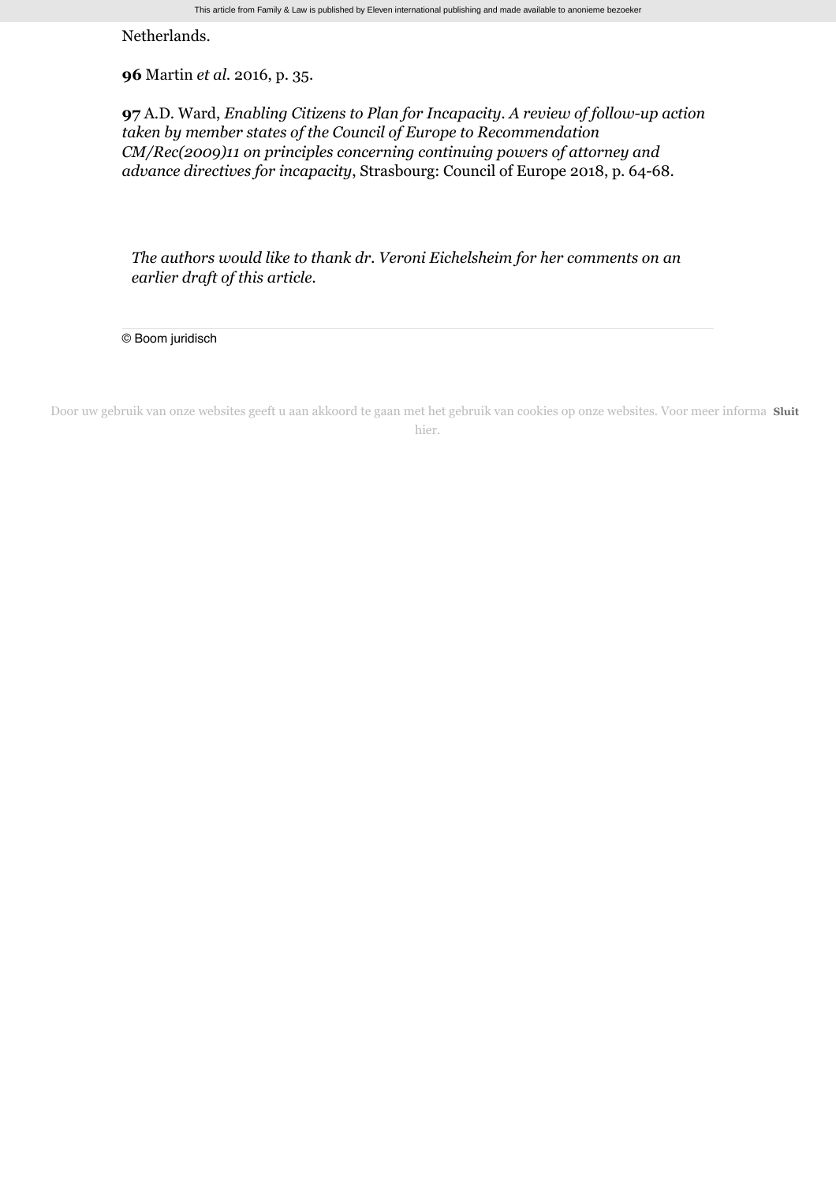Netherlands.

**96** Martin *et al.* 2016, p. 35.

**97** A.D. Ward, *Enabling Citizens to Plan for Incapacity. A review of follow-up action taken by member states of the Council of Europe to Recommendation CM/Rec(2009)11 on principles concerning continuing powers of attorney and advance directives for incapacity*, Strasbourg: Council of Europe 2018, p. 64-68.

*The authors would like to thank dr. Veroni Eichelsheim for her comments on an earlier draft of this article.*

© Boom juridisch